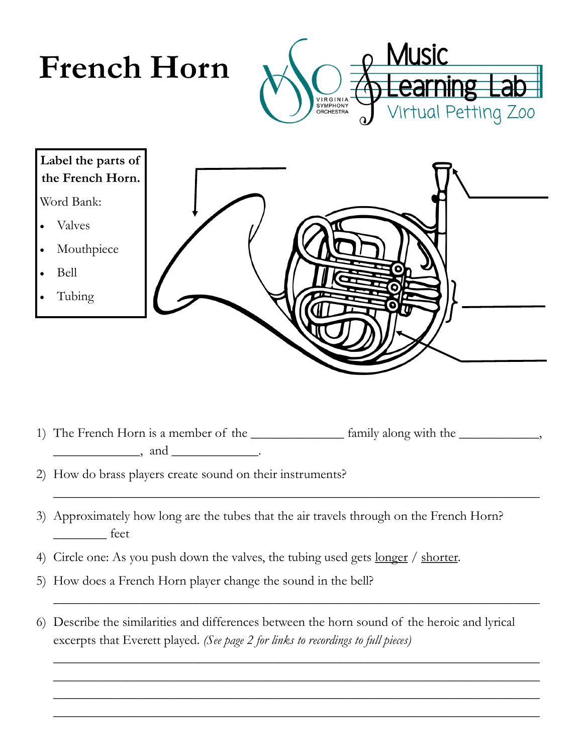# French Horn

Virginia Symphony Orchestra — Music Learning Lab — Virtual Petting Zoo

**Label the parts of the French Horn.**

Word Bank:

- Valves
- Mouthpiece
- Bell
- Tubing

1) The French Horn is a member of the ______________ family along with the ____________, ______________, and ______________.

2) How do brass players create sound on their instruments?
______________________________________________________________________________

3) Approximately how long are the tubes that the air travels through on the French Horn? ________ feet

4) Circle one: As you push down the valves, the tubing used gets longer / shorter.

5) How does a French Horn player change the sound in the bell?
______________________________________________________________________________

6) Describe the similarities and differences between the horn sound of the heroic and lyrical excerpts that Everett played. *(See page 2 for links to recordings to full pieces)*
______________________________________________________________________________
______________________________________________________________________________
______________________________________________________________________________
______________________________________________________________________________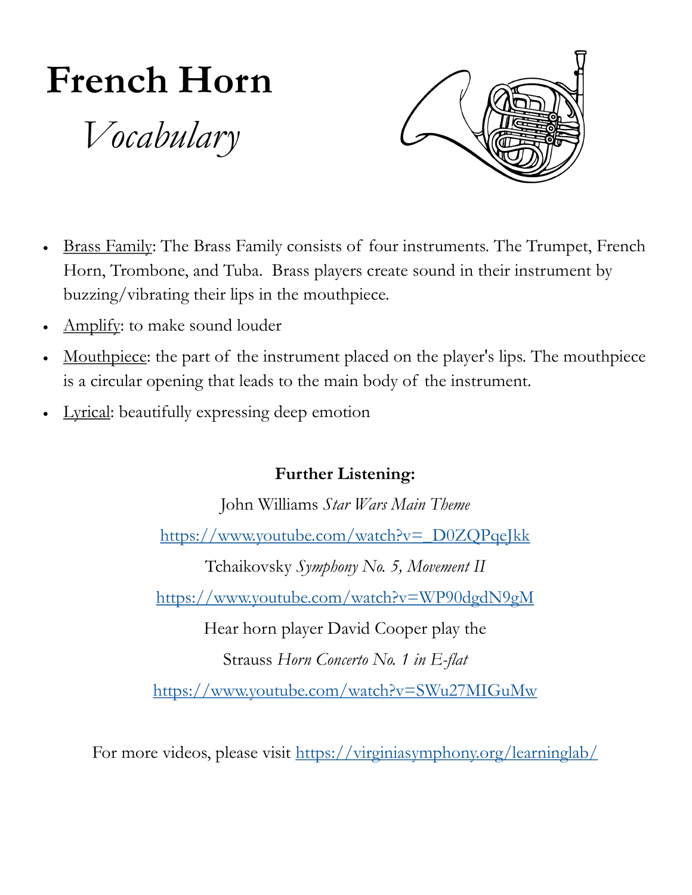# French Horn

## *Vocabulary*

- Brass Family: The Brass Family consists of four instruments. The Trumpet, French Horn, Trombone, and Tuba. Brass players create sound in their instrument by buzzing/vibrating their lips in the mouthpiece.
- Amplify: to make sound louder
- Mouthpiece: the part of the instrument placed on the player's lips. The mouthpiece is a circular opening that leads to the main body of the instrument.
- Lyrical: beautifully expressing deep emotion

**Further Listening:**

John Williams *Star Wars Main Theme*

https://www.youtube.com/watch?v=_D0ZQPqeJkk

Tchaikovsky *Symphony No. 5, Movement II*

https://www.youtube.com/watch?v=WP90dgdN9gM

Hear horn player David Cooper play the

Strauss *Horn Concerto No. 1 in E-flat*

https://www.youtube.com/watch?v=SWu27MIGuMw

For more videos, please visit https://virginiasymphony.org/learninglab/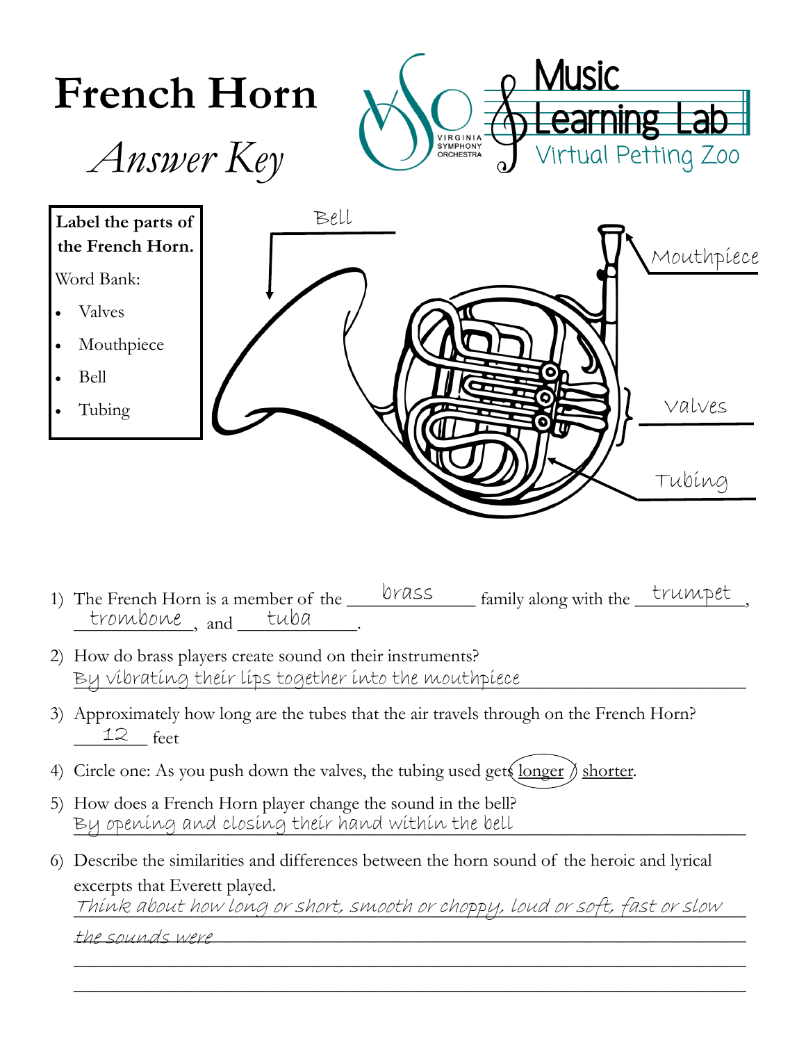# French Horn

*Answer Key*

Music Learning Lab

Virtual Petting Zoo

**Label the parts of the French Horn.**

Word Bank:

- Valves
- Mouthpiece
- Bell
- Tubing

Bell

Mouthpiece

Valves

Tubing

1) The French Horn is a member of the brass family along with the trumpet, trombone, and tuba.

2) How do brass players create sound on their instruments?
By vibrating their lips together into the mouthpiece

3) Approximately how long are the tubes that the air travels through on the French Horn?
12 feet

4) Circle one: As you push down the valves, the tubing used gets longer / shorter. (longer is circled)

5) How does a French Horn player change the sound in the bell?
By opening and closing their hand within the bell

6) Describe the similarities and differences between the horn sound of the heroic and lyrical excerpts that Everett played.
Think about how long or short, smooth or choppy, loud or soft, fast or slow the sounds were